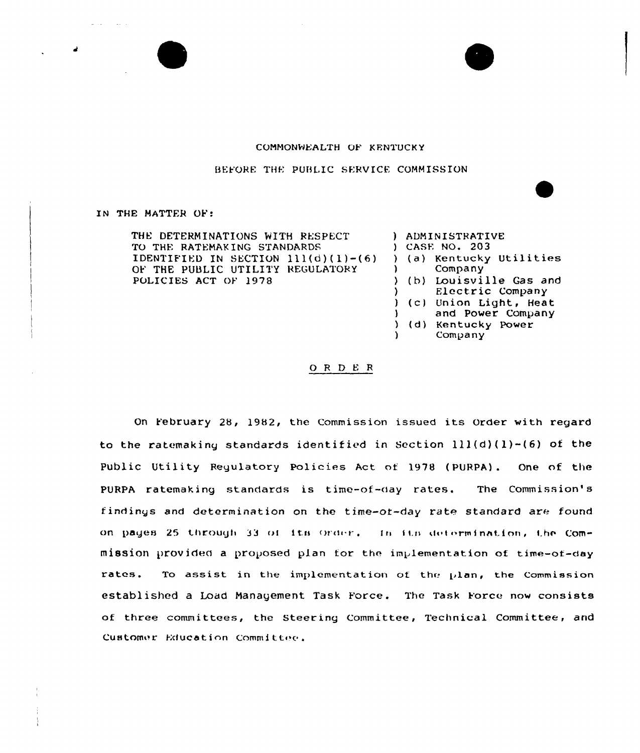COMMONWEALTH OF KENTUCKY

BEFORE THE PUBLIC SERVICE COMMISSION

IN THE MATTER OF:

| | |
|---|---|
| THE DETERMINATIONS WITH RESPECT TO THE RATEMAKING STANDARDS IDENTIFIED IN SECTION 111(d)(1)-(6) OF THE PUBLIC UTILITY REGULATORY POLICIES ACT OF 1978 | ) ADMINISTRATIVE ) CASE NO. 203 ) (a) Kentucky Utilities ) Company ) (b) Louisville Gas and ) Electric Company ) (c) Union Light, Heat ) and Power Company ) (d) Kentucky Power ) Company |

## O R D E R

On February 28, 1982, the Commission issued its Order with regard to the ratemaking standards identified in Section 111(d)(1)-(6) of the Public Utility Regulatory Policies Act of 1978 (PURPA). One of the PURPA ratemaking standards is time-of-day rates. The Commission's findings and determination on the time-of-day rate standard are found on pages 25 through 33 of its Order. In its determination, the Commission provided a proposed plan for the implementation of time-of-day rates. To assist in the implementation of the plan, the Commission established a Load Management Task Force. The Task Force now consists of three committees, the Steering Committee, Technical Committee, and Customer Education Committee.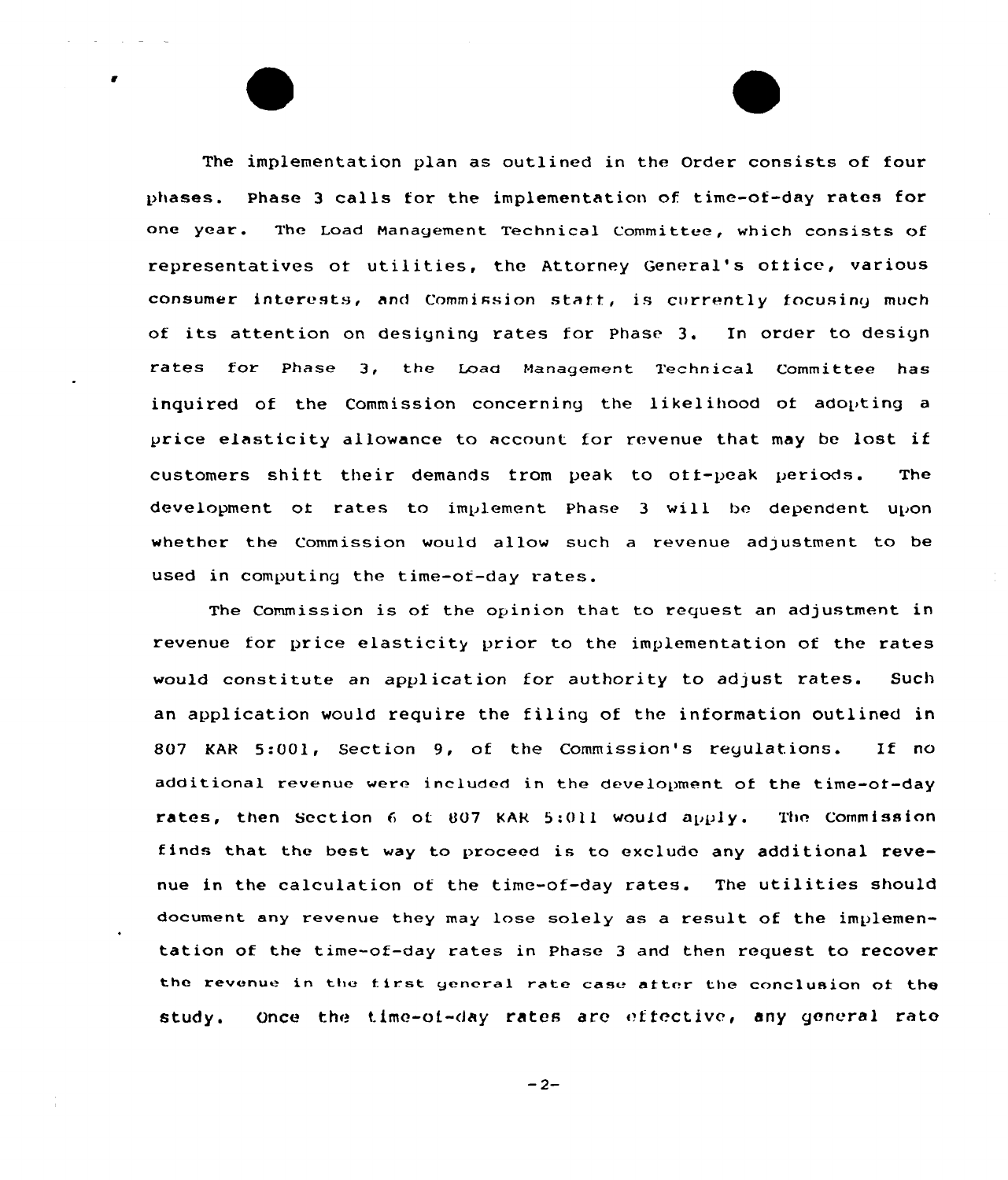The implementation plan as outlined in the Order consists of four phases. Phase 3 calls for the implementation of time-of-day rates for one year. The Load Management Technical Committee, which consists of representatives of utilities, the Attorney General's office, various consumer interests, and Commission staff, is currently focusing much of its attention on designing rates for Phase 3. In order to design rates for Phase 3, the Load Management Technical Committee has inquired of the Commission concerning the likelihood of adopting a price elasticity allowance to account for revenue that may be lost if customers shift their demands from peak to off-peak periods. The development of rates to implement Phase 3 will be dependent upon whether the Commission would allow such a revenue adjustment to be used in computing the time-of-day rates.

The Commission is of the opinion that to request an adjustment in revenue for price elasticity prior to the implementation of the rates would constitute an application for authority to adjust rates. Such an application would require the filing of the information outlined in 807 KAR 5:001, Section 9, of the Commission's regulations. If no additional revenue were included in the development of the time-of-day rates, then Section 6 of 807 KAR 5:011 would apply. The Commission finds that the best way to proceed is to exclude any additional revenue in the calculation of the time-of-day rates. The utilities should document any revenue they may lose solely as a result of the implementation of the time-of-day rates in Phase 3 and then request to recover the revenue in the first general rate case after the conclusion of the study. Once the time-of-day rates are effective, any general rate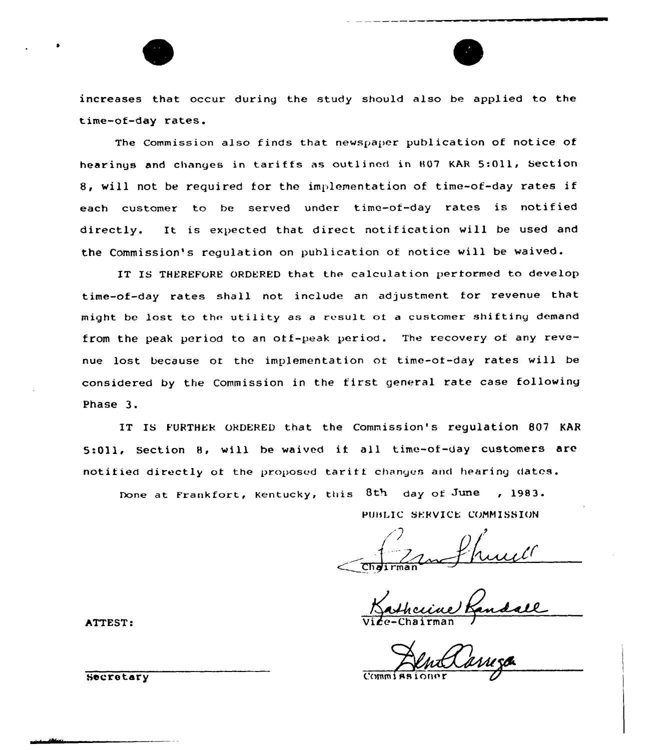increases that occur during the study should also be applied to the time-of-day rates.

The Commission also finds that newspaper publication of notice of hearings and changes in tariffs as outlined in 807 KAR 5:011, Section 8, will not be required for the implementation of time-of-day rates if each customer to be served under time-of-day rates is notified directly. It is expected that direct notification will be used and the Commission's regulation on publication of notice will be waived.

IT IS THEREFORE ORDERED that the calculation performed to develop time-of-day rates shall not include an adjustment for revenue that might be lost to the utility as a result of a customer shifting demand from the peak period to an off-peak period. The recovery of any revenue lost because of the implementation of time-of-day rates will be considered by the Commission in the first general rate case following Phase 3.

IT IS FURTHER ORDERED that the Commission's regulation 807 KAR 5:011, Section 8, will be waived if all time-of-day customers are notified directly of the proposed tariff changes and hearing dates.

Done at Frankfort, Kentucky, this 8th day of June , 1983.

PUBLIC SERVICE COMMISSION

Chairman

Vice-Chairman

Commissioner

ATTEST:

Secretary